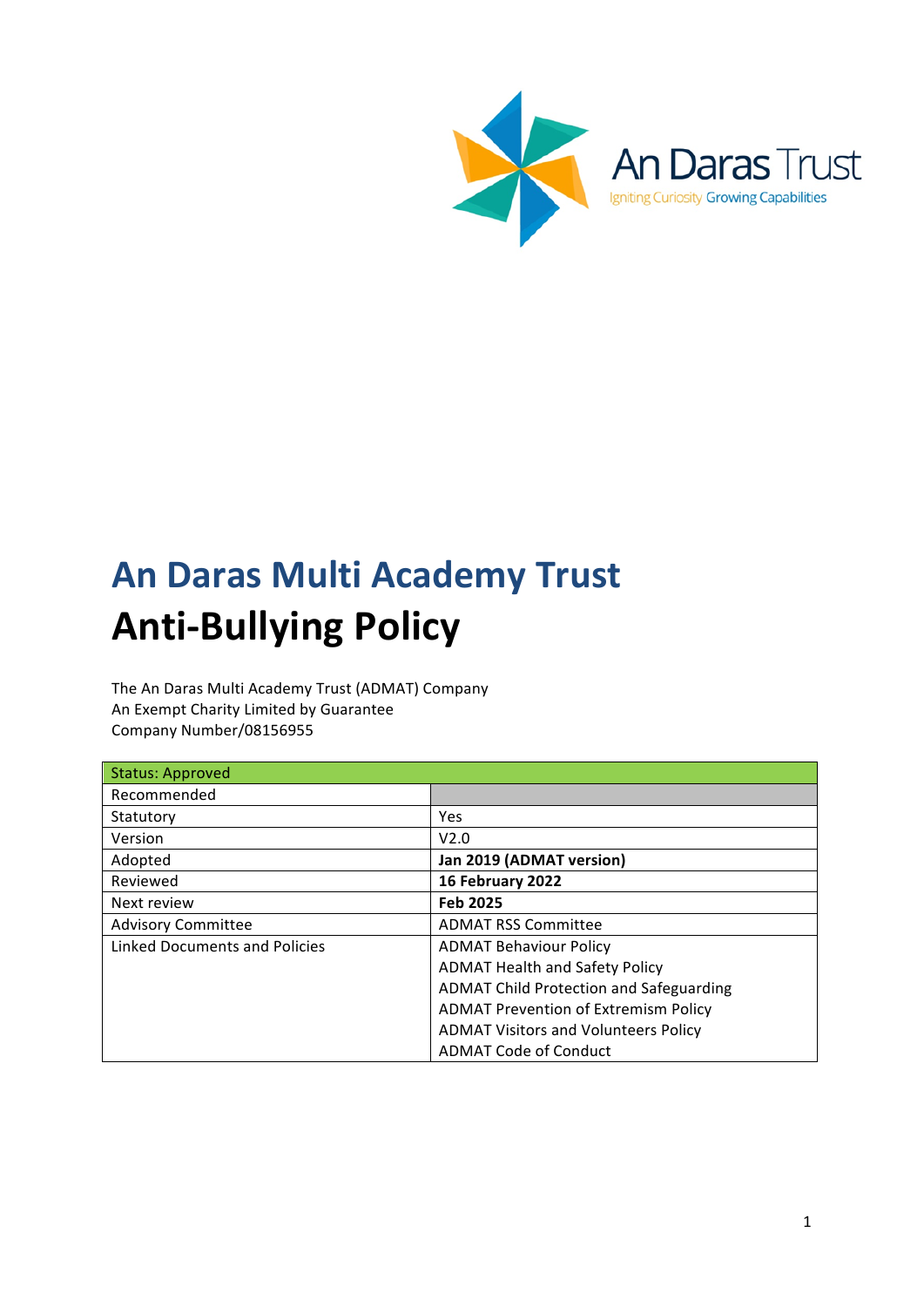An Daras Trust

Igniting Curiosity Growing Capabilities

# An Daras Multi Academy Trust

# Anti-Bullying Policy

The An Daras Multi Academy Trust (ADMAT) Company
An Exempt Charity Limited by Guarantee
Company Number/08156955

| Status: Approved | |
|---|---|
| Recommended | |
| Statutory | Yes |
| Version | V2.0 |
| Adopted | **Jan 2019 (ADMAT version)** |
| Reviewed | **16 February 2022** |
| Next review | **Feb 2025** |
| Advisory Committee | ADMAT RSS Committee |
| Linked Documents and Policies | ADMAT Behaviour Policy<br>ADMAT Health and Safety Policy<br>ADMAT Child Protection and Safeguarding<br>ADMAT Prevention of Extremism Policy<br>ADMAT Visitors and Volunteers Policy<br>ADMAT Code of Conduct |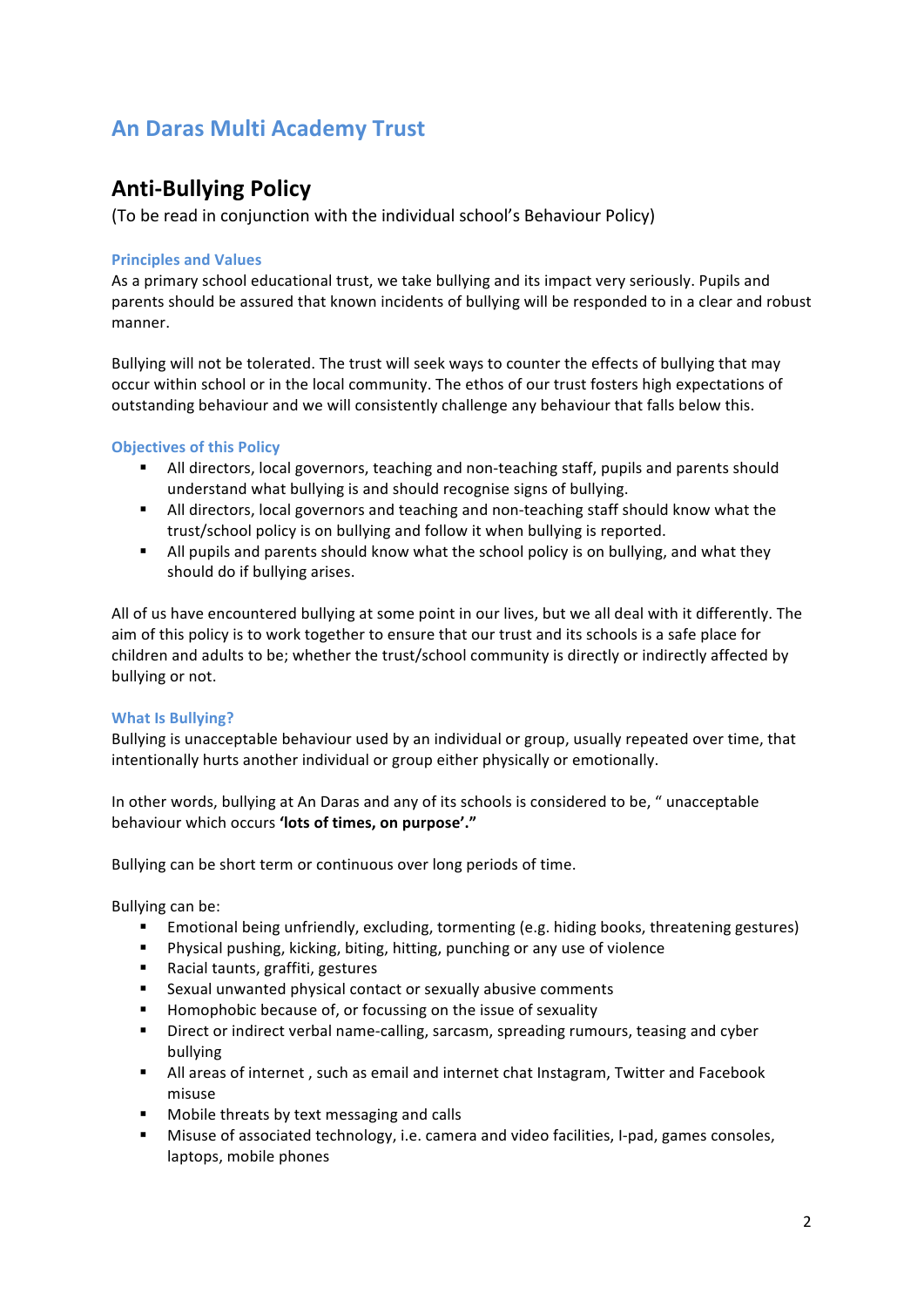# An Daras Multi Academy Trust

## Anti-Bullying Policy

(To be read in conjunction with the individual school's Behaviour Policy)

### Principles and Values

As a primary school educational trust, we take bullying and its impact very seriously. Pupils and parents should be assured that known incidents of bullying will be responded to in a clear and robust manner.

Bullying will not be tolerated. The trust will seek ways to counter the effects of bullying that may occur within school or in the local community. The ethos of our trust fosters high expectations of outstanding behaviour and we will consistently challenge any behaviour that falls below this.

### Objectives of this Policy

- All directors, local governors, teaching and non-teaching staff, pupils and parents should understand what bullying is and should recognise signs of bullying.
- All directors, local governors and teaching and non-teaching staff should know what the trust/school policy is on bullying and follow it when bullying is reported.
- All pupils and parents should know what the school policy is on bullying, and what they should do if bullying arises.

All of us have encountered bullying at some point in our lives, but we all deal with it differently. The aim of this policy is to work together to ensure that our trust and its schools is a safe place for children and adults to be; whether the trust/school community is directly or indirectly affected by bullying or not.

### What Is Bullying?

Bullying is unacceptable behaviour used by an individual or group, usually repeated over time, that intentionally hurts another individual or group either physically or emotionally.

In other words, bullying at An Daras and any of its schools is considered to be, " unacceptable behaviour which occurs **'lots of times, on purpose'."**

Bullying can be short term or continuous over long periods of time.

Bullying can be:

- Emotional being unfriendly, excluding, tormenting (e.g. hiding books, threatening gestures)
- Physical pushing, kicking, biting, hitting, punching or any use of violence
- Racial taunts, graffiti, gestures
- Sexual unwanted physical contact or sexually abusive comments
- Homophobic because of, or focussing on the issue of sexuality
- Direct or indirect verbal name-calling, sarcasm, spreading rumours, teasing and cyber bullying
- All areas of internet , such as email and internet chat Instagram, Twitter and Facebook misuse
- Mobile threats by text messaging and calls
- Misuse of associated technology, i.e. camera and video facilities, I-pad, games consoles, laptops, mobile phones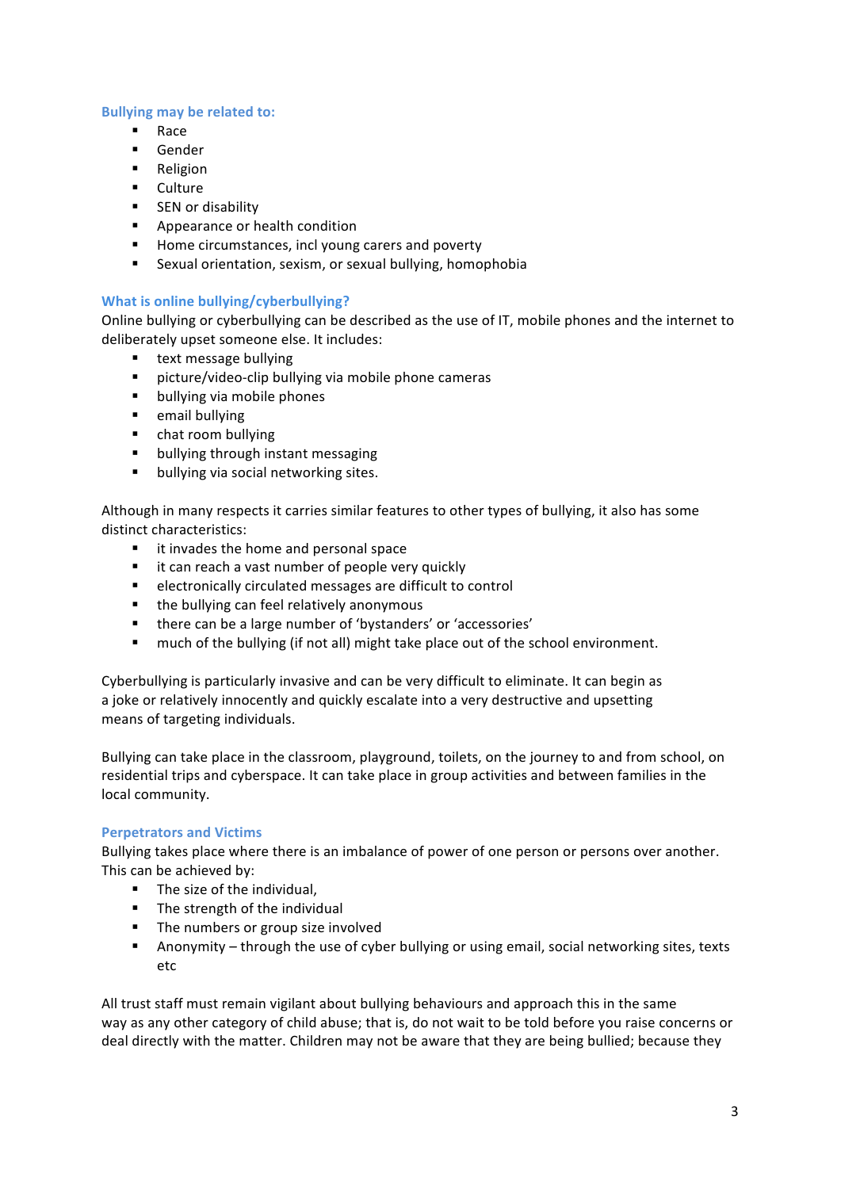### Bullying may be related to:

- Race
- Gender
- Religion
- Culture
- SEN or disability
- Appearance or health condition
- Home circumstances, incl young carers and poverty
- Sexual orientation, sexism, or sexual bullying, homophobia

### What is online bullying/cyberbullying?

Online bullying or cyberbullying can be described as the use of IT, mobile phones and the internet to deliberately upset someone else. It includes:

- text message bullying
- picture/video-clip bullying via mobile phone cameras
- bullying via mobile phones
- email bullying
- chat room bullying
- bullying through instant messaging
- bullying via social networking sites.

Although in many respects it carries similar features to other types of bullying, it also has some distinct characteristics:

- it invades the home and personal space
- it can reach a vast number of people very quickly
- electronically circulated messages are difficult to control
- the bullying can feel relatively anonymous
- there can be a large number of 'bystanders' or 'accessories'
- much of the bullying (if not all) might take place out of the school environment.

Cyberbullying is particularly invasive and can be very difficult to eliminate. It can begin as a joke or relatively innocently and quickly escalate into a very destructive and upsetting means of targeting individuals.

Bullying can take place in the classroom, playground, toilets, on the journey to and from school, on residential trips and cyberspace. It can take place in group activities and between families in the local community.

### Perpetrators and Victims

Bullying takes place where there is an imbalance of power of one person or persons over another. This can be achieved by:

- The size of the individual,
- The strength of the individual
- The numbers or group size involved
- Anonymity – through the use of cyber bullying or using email, social networking sites, texts etc

All trust staff must remain vigilant about bullying behaviours and approach this in the same way as any other category of child abuse; that is, do not wait to be told before you raise concerns or deal directly with the matter. Children may not be aware that they are being bullied; because they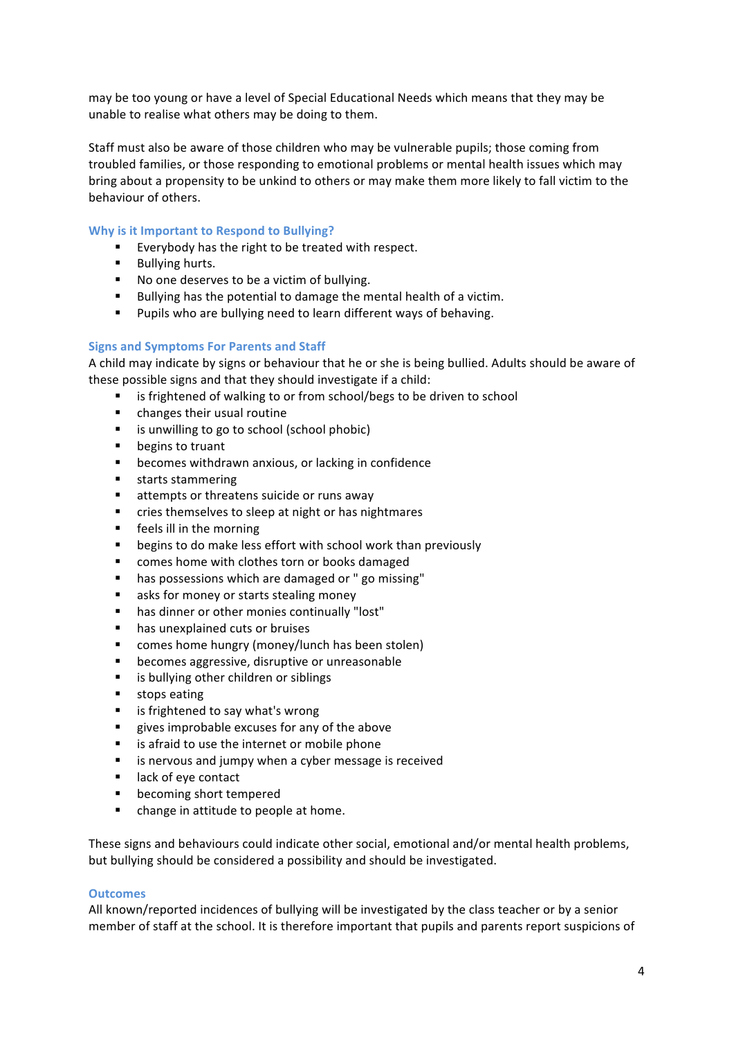may be too young or have a level of Special Educational Needs which means that they may be unable to realise what others may be doing to them.

Staff must also be aware of those children who may be vulnerable pupils; those coming from troubled families, or those responding to emotional problems or mental health issues which may bring about a propensity to be unkind to others or may make them more likely to fall victim to the behaviour of others.

### Why is it Important to Respond to Bullying?

- Everybody has the right to be treated with respect.
- Bullying hurts.
- No one deserves to be a victim of bullying.
- Bullying has the potential to damage the mental health of a victim.
- Pupils who are bullying need to learn different ways of behaving.

### Signs and Symptoms For Parents and Staff

A child may indicate by signs or behaviour that he or she is being bullied. Adults should be aware of these possible signs and that they should investigate if a child:

- is frightened of walking to or from school/begs to be driven to school
- changes their usual routine
- is unwilling to go to school (school phobic)
- begins to truant
- becomes withdrawn anxious, or lacking in confidence
- starts stammering
- attempts or threatens suicide or runs away
- cries themselves to sleep at night or has nightmares
- feels ill in the morning
- begins to do make less effort with school work than previously
- comes home with clothes torn or books damaged
- has possessions which are damaged or " go missing"
- asks for money or starts stealing money
- has dinner or other monies continually "lost"
- has unexplained cuts or bruises
- comes home hungry (money/lunch has been stolen)
- becomes aggressive, disruptive or unreasonable
- is bullying other children or siblings
- stops eating
- is frightened to say what's wrong
- gives improbable excuses for any of the above
- is afraid to use the internet or mobile phone
- is nervous and jumpy when a cyber message is received
- lack of eye contact
- becoming short tempered
- change in attitude to people at home.

These signs and behaviours could indicate other social, emotional and/or mental health problems, but bullying should be considered a possibility and should be investigated.

### Outcomes

All known/reported incidences of bullying will be investigated by the class teacher or by a senior member of staff at the school. It is therefore important that pupils and parents report suspicions of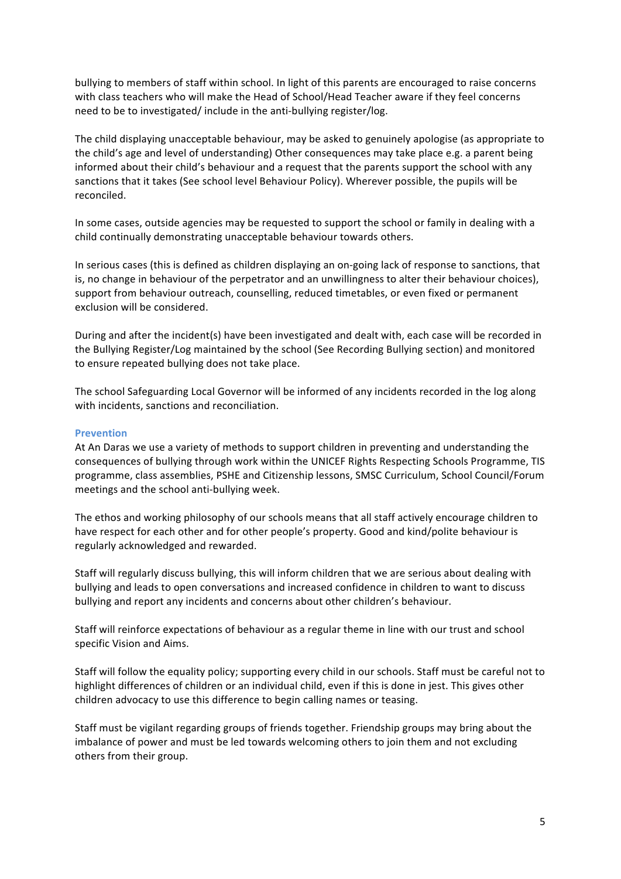bullying to members of staff within school. In light of this parents are encouraged to raise concerns with class teachers who will make the Head of School/Head Teacher aware if they feel concerns need to be to investigated/ include in the anti-bullying register/log.

The child displaying unacceptable behaviour, may be asked to genuinely apologise (as appropriate to the child's age and level of understanding) Other consequences may take place e.g. a parent being informed about their child's behaviour and a request that the parents support the school with any sanctions that it takes (See school level Behaviour Policy). Wherever possible, the pupils will be reconciled.

In some cases, outside agencies may be requested to support the school or family in dealing with a child continually demonstrating unacceptable behaviour towards others.

In serious cases (this is defined as children displaying an on-going lack of response to sanctions, that is, no change in behaviour of the perpetrator and an unwillingness to alter their behaviour choices), support from behaviour outreach, counselling, reduced timetables, or even fixed or permanent exclusion will be considered.

During and after the incident(s) have been investigated and dealt with, each case will be recorded in the Bullying Register/Log maintained by the school (See Recording Bullying section) and monitored to ensure repeated bullying does not take place.

The school Safeguarding Local Governor will be informed of any incidents recorded in the log along with incidents, sanctions and reconciliation.

### Prevention

At An Daras we use a variety of methods to support children in preventing and understanding the consequences of bullying through work within the UNICEF Rights Respecting Schools Programme, TIS programme, class assemblies, PSHE and Citizenship lessons, SMSC Curriculum, School Council/Forum meetings and the school anti-bullying week.

The ethos and working philosophy of our schools means that all staff actively encourage children to have respect for each other and for other people's property. Good and kind/polite behaviour is regularly acknowledged and rewarded.

Staff will regularly discuss bullying, this will inform children that we are serious about dealing with bullying and leads to open conversations and increased confidence in children to want to discuss bullying and report any incidents and concerns about other children's behaviour.

Staff will reinforce expectations of behaviour as a regular theme in line with our trust and school specific Vision and Aims.

Staff will follow the equality policy; supporting every child in our schools. Staff must be careful not to highlight differences of children or an individual child, even if this is done in jest. This gives other children advocacy to use this difference to begin calling names or teasing.

Staff must be vigilant regarding groups of friends together. Friendship groups may bring about the imbalance of power and must be led towards welcoming others to join them and not excluding others from their group.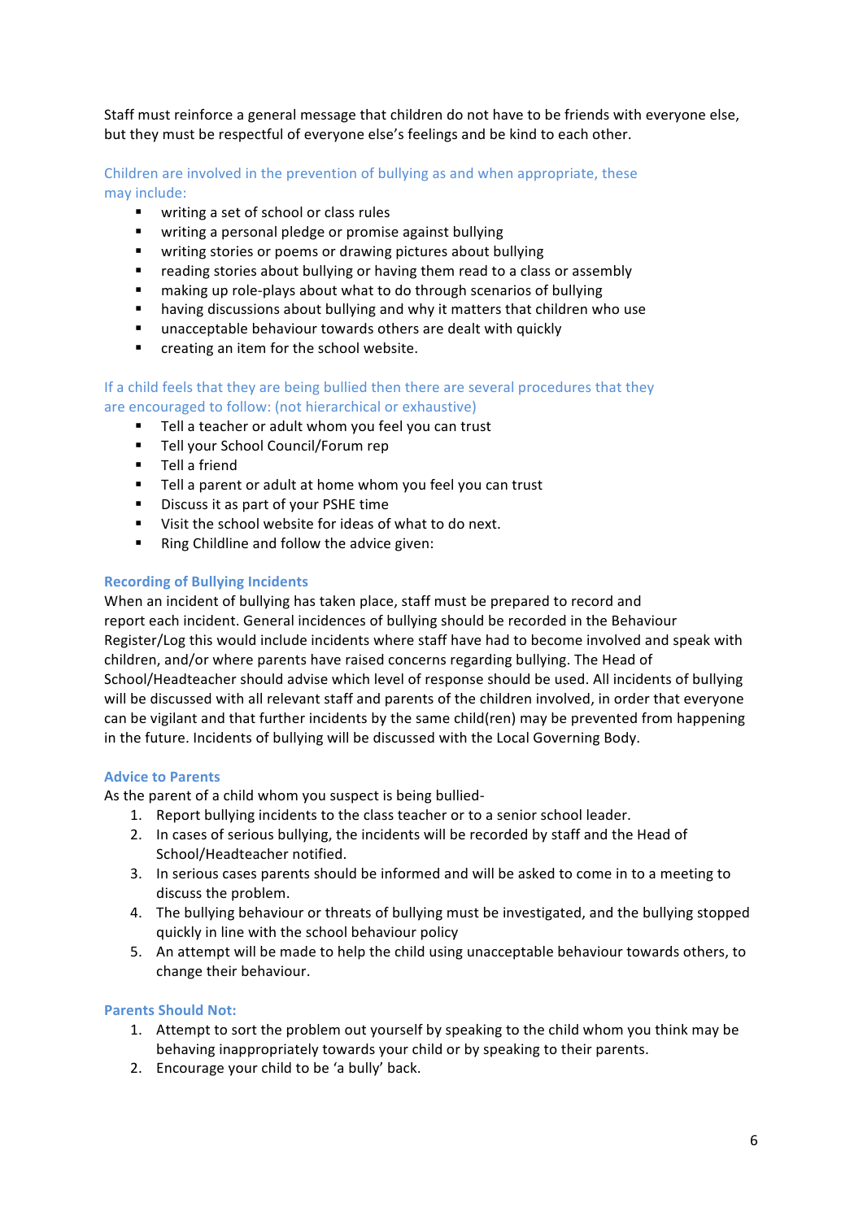Staff must reinforce a general message that children do not have to be friends with everyone else, but they must be respectful of everyone else's feelings and be kind to each other.

### Children are involved in the prevention of bullying as and when appropriate, these may include:

- writing a set of school or class rules
- writing a personal pledge or promise against bullying
- writing stories or poems or drawing pictures about bullying
- reading stories about bullying or having them read to a class or assembly
- making up role-plays about what to do through scenarios of bullying
- having discussions about bullying and why it matters that children who use
- unacceptable behaviour towards others are dealt with quickly
- creating an item for the school website.

### If a child feels that they are being bullied then there are several procedures that they are encouraged to follow: (not hierarchical or exhaustive)

- Tell a teacher or adult whom you feel you can trust
- Tell your School Council/Forum rep
- Tell a friend
- Tell a parent or adult at home whom you feel you can trust
- Discuss it as part of your PSHE time
- Visit the school website for ideas of what to do next.
- Ring Childline and follow the advice given:

### Recording of Bullying Incidents

When an incident of bullying has taken place, staff must be prepared to record and report each incident. General incidences of bullying should be recorded in the Behaviour Register/Log this would include incidents where staff have had to become involved and speak with children, and/or where parents have raised concerns regarding bullying. The Head of School/Headteacher should advise which level of response should be used. All incidents of bullying will be discussed with all relevant staff and parents of the children involved, in order that everyone can be vigilant and that further incidents by the same child(ren) may be prevented from happening in the future. Incidents of bullying will be discussed with the Local Governing Body.

### Advice to Parents

As the parent of a child whom you suspect is being bullied-

1. Report bullying incidents to the class teacher or to a senior school leader.
2. In cases of serious bullying, the incidents will be recorded by staff and the Head of School/Headteacher notified.
3. In serious cases parents should be informed and will be asked to come in to a meeting to discuss the problem.
4. The bullying behaviour or threats of bullying must be investigated, and the bullying stopped quickly in line with the school behaviour policy
5. An attempt will be made to help the child using unacceptable behaviour towards others, to change their behaviour.

### Parents Should Not:

1. Attempt to sort the problem out yourself by speaking to the child whom you think may be behaving inappropriately towards your child or by speaking to their parents.
2. Encourage your child to be 'a bully' back.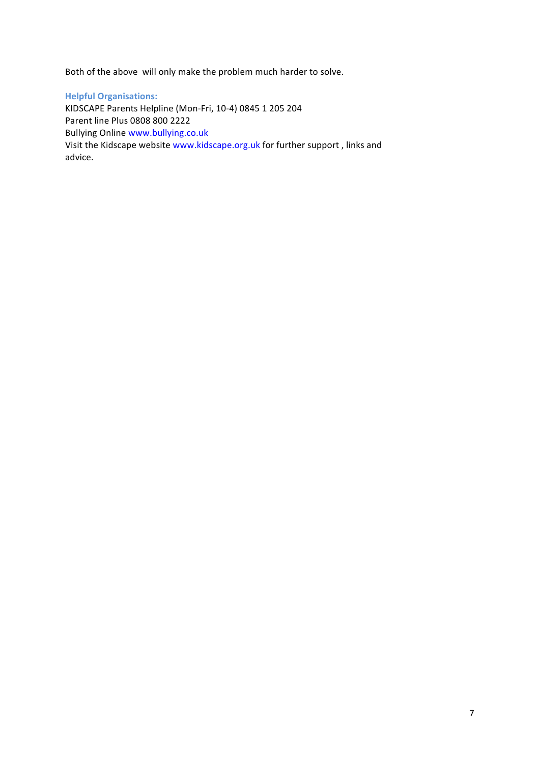Both of the above will only make the problem much harder to solve.

### Helpful Organisations:

KIDSCAPE Parents Helpline (Mon-Fri, 10-4) 0845 1 205 204
Parent line Plus 0808 800 2222
Bullying Online www.bullying.co.uk
Visit the Kidscape website www.kidscape.org.uk for further support , links and advice.